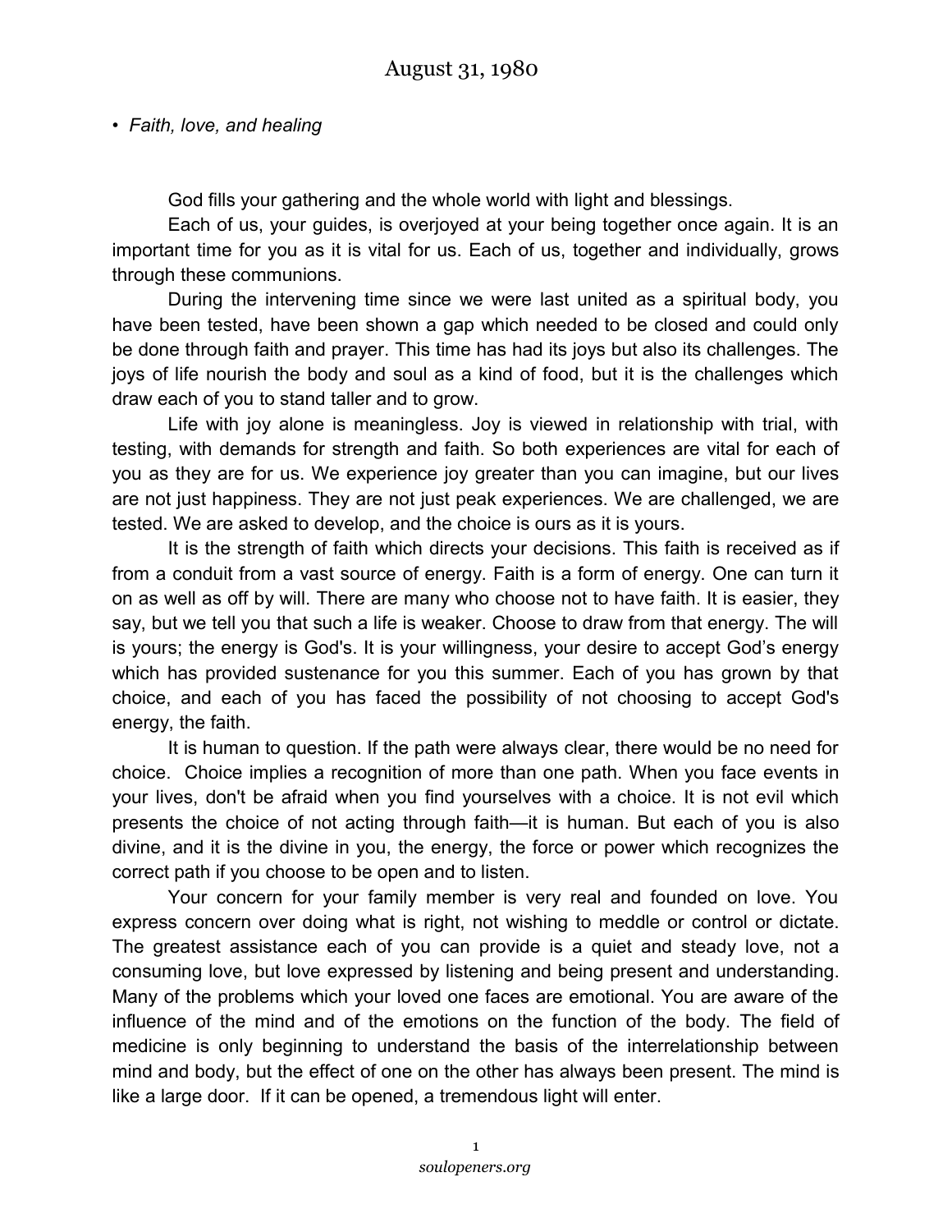# August 31, 1980

- *Faith, love, and healing*

God fills your gathering and the whole world with light and blessings.

Each of us, your guides, is overjoyed at your being together once again. It is an important time for you as it is vital for us. Each of us, together and individually, grows through these communions.

During the intervening time since we were last united as a spiritual body, you have been tested, have been shown a gap which needed to be closed and could only be done through faith and prayer. This time has had its joys but also its challenges. The joys of life nourish the body and soul as a kind of food, but it is the challenges which draw each of you to stand taller and to grow.

Life with joy alone is meaningless. Joy is viewed in relationship with trial, with testing, with demands for strength and faith. So both experiences are vital for each of you as they are for us. We experience joy greater than you can imagine, but our lives are not just happiness. They are not just peak experiences. We are challenged, we are tested. We are asked to develop, and the choice is ours as it is yours.

It is the strength of faith which directs your decisions. This faith is received as if from a conduit from a vast source of energy. Faith is a form of energy. One can turn it on as well as off by will. There are many who choose not to have faith. It is easier, they say, but we tell you that such a life is weaker. Choose to draw from that energy. The will is yours; the energy is God's. It is your willingness, your desire to accept God's energy which has provided sustenance for you this summer. Each of you has grown by that choice, and each of you has faced the possibility of not choosing to accept God's energy, the faith.

It is human to question. If the path were always clear, there would be no need for choice. Choice implies a recognition of more than one path. When you face events in your lives, don't be afraid when you find yourselves with a choice. It is not evil which presents the choice of not acting through faith—it is human. But each of you is also divine, and it is the divine in you, the energy, the force or power which recognizes the correct path if you choose to be open and to listen.

Your concern for your family member is very real and founded on love. You express concern over doing what is right, not wishing to meddle or control or dictate. The greatest assistance each of you can provide is a quiet and steady love, not a consuming love, but love expressed by listening and being present and understanding. Many of the problems which your loved one faces are emotional. You are aware of the influence of the mind and of the emotions on the function of the body. The field of medicine is only beginning to understand the basis of the interrelationship between mind and body, but the effect of one on the other has always been present. The mind is like a large door. If it can be opened, a tremendous light will enter.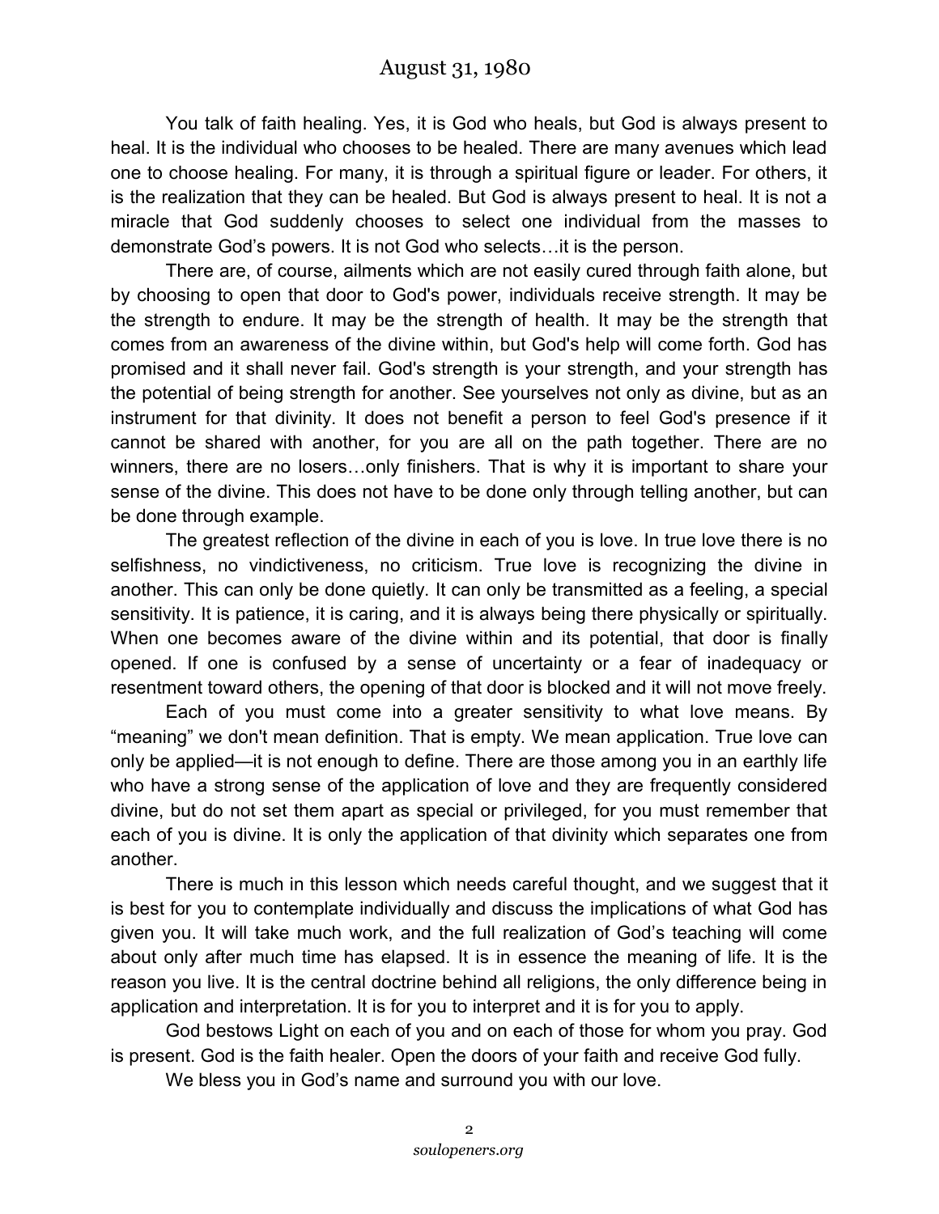# August 31, 1980

You talk of faith healing. Yes, it is God who heals, but God is always present to heal. It is the individual who chooses to be healed. There are many avenues which lead one to choose healing. For many, it is through a spiritual figure or leader. For others, it is the realization that they can be healed. But God is always present to heal. It is not a miracle that God suddenly chooses to select one individual from the masses to demonstrate God's powers. It is not God who selects…it is the person.

There are, of course, ailments which are not easily cured through faith alone, but by choosing to open that door to God's power, individuals receive strength. It may be the strength to endure. It may be the strength of health. It may be the strength that comes from an awareness of the divine within, but God's help will come forth. God has promised and it shall never fail. God's strength is your strength, and your strength has the potential of being strength for another. See yourselves not only as divine, but as an instrument for that divinity. It does not benefit a person to feel God's presence if it cannot be shared with another, for you are all on the path together. There are no winners, there are no losers…only finishers. That is why it is important to share your sense of the divine. This does not have to be done only through telling another, but can be done through example.

The greatest reflection of the divine in each of you is love. In true love there is no selfishness, no vindictiveness, no criticism. True love is recognizing the divine in another. This can only be done quietly. It can only be transmitted as a feeling, a special sensitivity. It is patience, it is caring, and it is always being there physically or spiritually. When one becomes aware of the divine within and its potential, that door is finally opened. If one is confused by a sense of uncertainty or a fear of inadequacy or resentment toward others, the opening of that door is blocked and it will not move freely.

Each of you must come into a greater sensitivity to what love means. By "meaning" we don't mean definition. That is empty. We mean application. True love can only be applied—it is not enough to define. There are those among you in an earthly life who have a strong sense of the application of love and they are frequently considered divine, but do not set them apart as special or privileged, for you must remember that each of you is divine. It is only the application of that divinity which separates one from another.

There is much in this lesson which needs careful thought, and we suggest that it is best for you to contemplate individually and discuss the implications of what God has given you. It will take much work, and the full realization of God's teaching will come about only after much time has elapsed. It is in essence the meaning of life. It is the reason you live. It is the central doctrine behind all religions, the only difference being in application and interpretation. It is for you to interpret and it is for you to apply.

God bestows Light on each of you and on each of those for whom you pray. God is present. God is the faith healer. Open the doors of your faith and receive God fully.

We bless you in God's name and surround you with our love.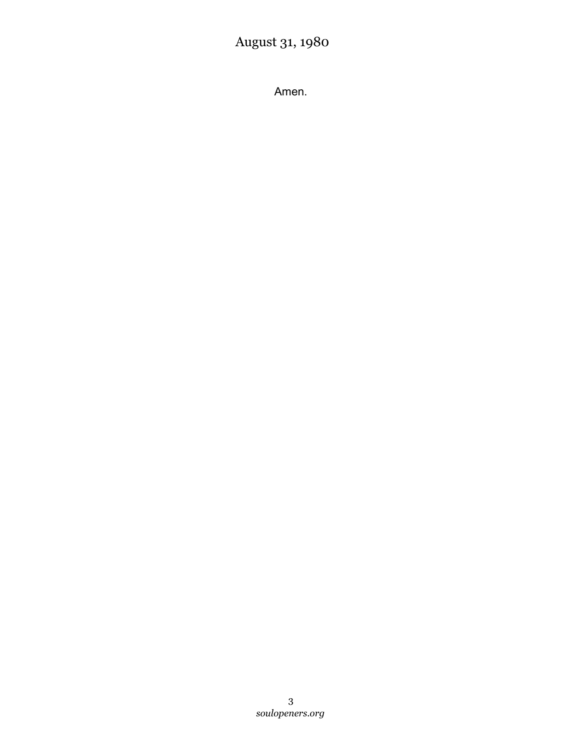Amen.